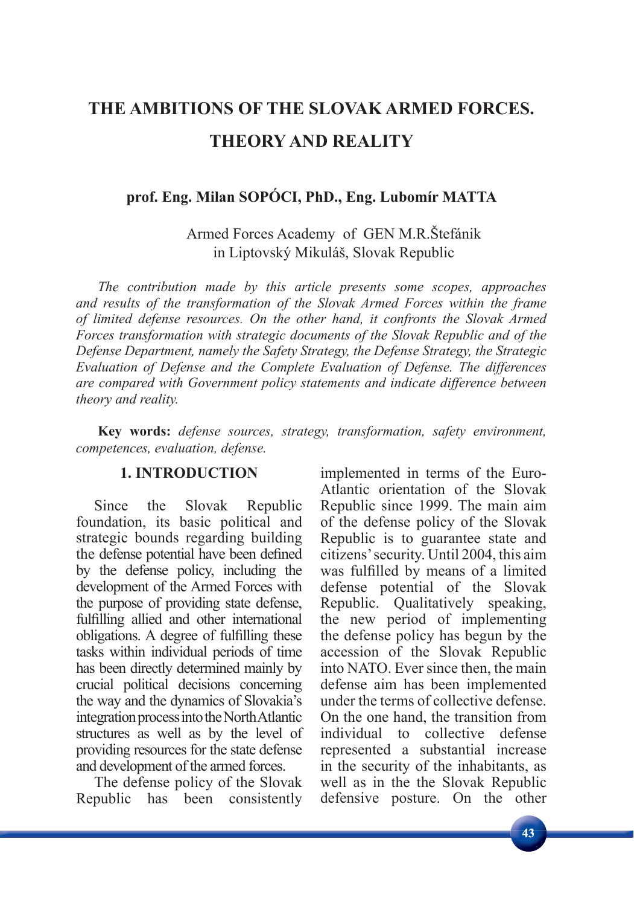# THE AMBITIONS OF THE SLOVAK ARMED FORCES. THEORY AND REALITY

**prof. Eng. Milan SOPÓCI, PhD., Eng. Lubomír MATTA**

Armed Forces Academy of GEN M.R.Štefánik
in Liptovský Mikuláš, Slovak Republic

*The contribution made by this article presents some scopes, approaches and results of the transformation of the Slovak Armed Forces within the frame of limited defense resources. On the other hand, it confronts the Slovak Armed Forces transformation with strategic documents of the Slovak Republic and of the Defense Department, namely the Safety Strategy, the Defense Strategy, the Strategic Evaluation of Defense and the Complete Evaluation of Defense. The differences are compared with Government policy statements and indicate difference between theory and reality.*

**Key words:** *defense sources, strategy, transformation, safety environment, competences, evaluation, defense.*

## 1. INTRODUCTION

Since the Slovak Republic foundation, its basic political and strategic bounds regarding building the defense potential have been defined by the defense policy, including the development of the Armed Forces with the purpose of providing state defense, fulfilling allied and other international obligations. A degree of fulfilling these tasks within individual periods of time has been directly determined mainly by crucial political decisions concerning the way and the dynamics of Slovakia's integration process into the North Atlantic structures as well as by the level of providing resources for the state defense and development of the armed forces.

The defense policy of the Slovak Republic has been consistently implemented in terms of the Euro-Atlantic orientation of the Slovak Republic since 1999. The main aim of the defense policy of the Slovak Republic is to guarantee state and citizens' security. Until 2004, this aim was fulfilled by means of a limited defense potential of the Slovak Republic. Qualitatively speaking, the new period of implementing the defense policy has begun by the accession of the Slovak Republic into NATO. Ever since then, the main defense aim has been implemented under the terms of collective defense. On the one hand, the transition from individual to collective defense represented a substantial increase in the security of the inhabitants, as well as in the the Slovak Republic defensive posture. On the other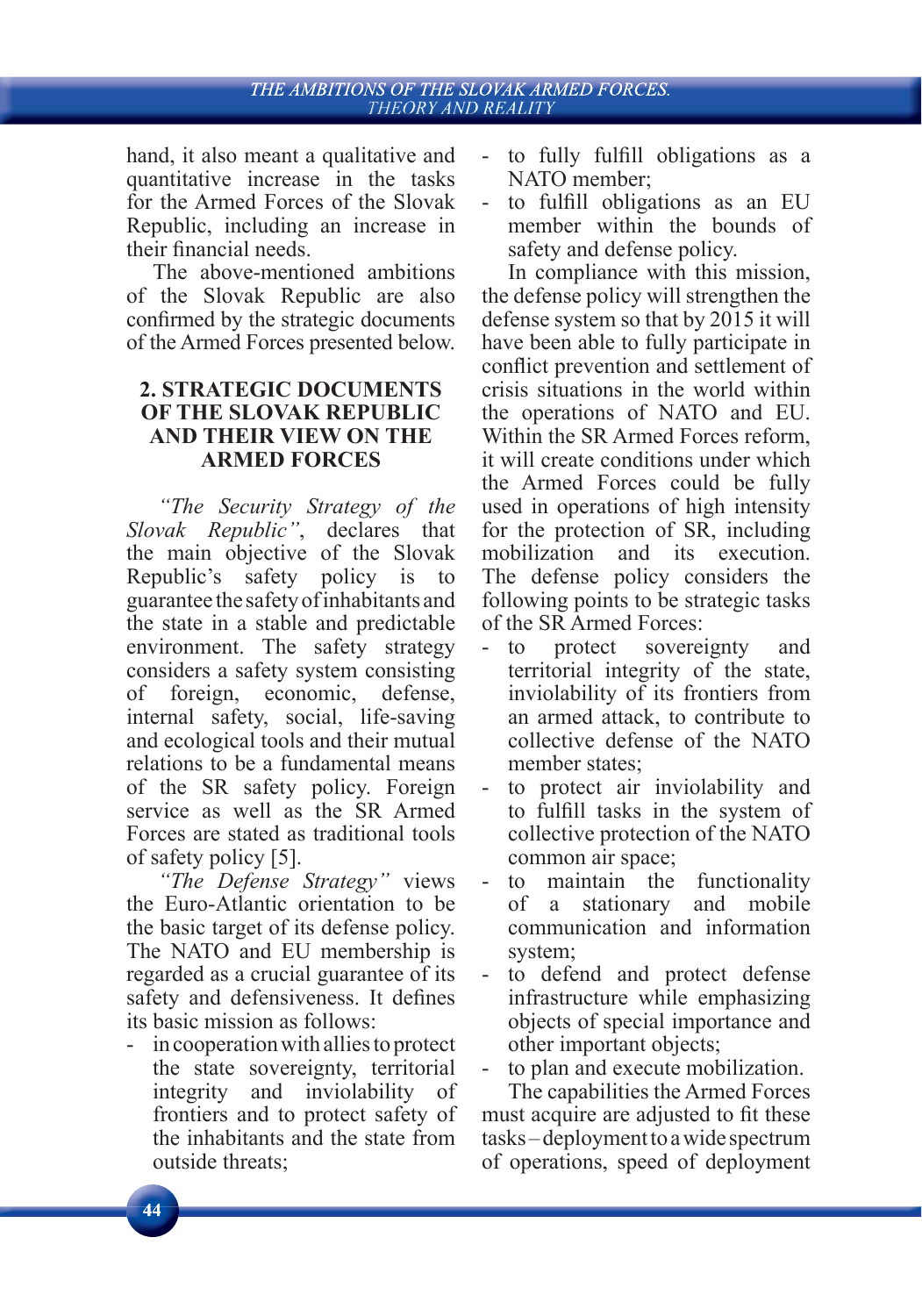hand, it also meant a qualitative and quantitative increase in the tasks for the Armed Forces of the Slovak Republic, including an increase in their financial needs.

The above-mentioned ambitions of the Slovak Republic are also confirmed by the strategic documents of the Armed Forces presented below.

## 2. STRATEGIC DOCUMENTS OF THE SLOVAK REPUBLIC AND THEIR VIEW ON THE ARMED FORCES

*"The Security Strategy of the Slovak Republic"*, declares that the main objective of the Slovak Republic's safety policy is to guarantee the safety of inhabitants and the state in a stable and predictable environment. The safety strategy considers a safety system consisting of foreign, economic, defense, internal safety, social, life-saving and ecological tools and their mutual relations to be a fundamental means of the SR safety policy. Foreign service as well as the SR Armed Forces are stated as traditional tools of safety policy [5].

*"The Defense Strategy"* views the Euro-Atlantic orientation to be the basic target of its defense policy. The NATO and EU membership is regarded as a crucial guarantee of its safety and defensiveness. It defines its basic mission as follows:

- in cooperation with allies to protect the state sovereignty, territorial integrity and inviolability of frontiers and to protect safety of the inhabitants and the state from outside threats;
- to fully fulfill obligations as a NATO member;
- to fulfill obligations as an EU member within the bounds of safety and defense policy.

In compliance with this mission, the defense policy will strengthen the defense system so that by 2015 it will have been able to fully participate in conflict prevention and settlement of crisis situations in the world within the operations of NATO and EU. Within the SR Armed Forces reform, it will create conditions under which the Armed Forces could be fully used in operations of high intensity for the protection of SR, including mobilization and its execution. The defense policy considers the following points to be strategic tasks of the SR Armed Forces:

- to protect sovereignty and territorial integrity of the state, inviolability of its frontiers from an armed attack, to contribute to collective defense of the NATO member states;
- to protect air inviolability and to fulfill tasks in the system of collective protection of the NATO common air space;
- to maintain the functionality of a stationary and mobile communication and information system;
- to defend and protect defense infrastructure while emphasizing objects of special importance and other important objects;
- to plan and execute mobilization.

The capabilities the Armed Forces must acquire are adjusted to fit these tasks – deployment to a wide spectrum of operations, speed of deployment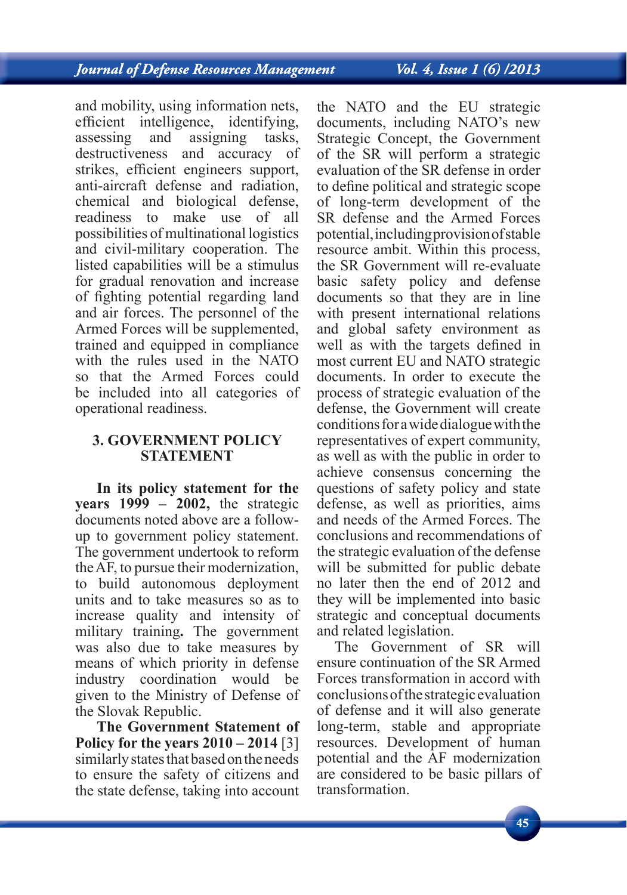and mobility, using information nets, efficient intelligence, identifying, assessing and assigning tasks, destructiveness and accuracy of strikes, efficient engineers support, anti-aircraft defense and radiation, chemical and biological defense, readiness to make use of all possibilities of multinational logistics and civil-military cooperation. The listed capabilities will be a stimulus for gradual renovation and increase of fighting potential regarding land and air forces. The personnel of the Armed Forces will be supplemented, trained and equipped in compliance with the rules used in the NATO so that the Armed Forces could be included into all categories of operational readiness.

## 3. GOVERNMENT POLICY STATEMENT

**In its policy statement for the years 1999 – 2002,** the strategic documents noted above are a follow-up to government policy statement. The government undertook to reform the AF, to pursue their modernization, to build autonomous deployment units and to take measures so as to increase quality and intensity of military training**.** The government was also due to take measures by means of which priority in defense industry coordination would be given to the Ministry of Defense of the Slovak Republic.

**The Government Statement of Policy for the years 2010 – 2014** [3] similarly states that based on the needs to ensure the safety of citizens and the state defense, taking into account the NATO and the EU strategic documents, including NATO's new Strategic Concept, the Government of the SR will perform a strategic evaluation of the SR defense in order to define political and strategic scope of long-term development of the SR defense and the Armed Forces potential, including provision of stable resource ambit. Within this process, the SR Government will re-evaluate basic safety policy and defense documents so that they are in line with present international relations and global safety environment as well as with the targets defined in most current EU and NATO strategic documents. In order to execute the process of strategic evaluation of the defense, the Government will create conditions for a wide dialogue with the representatives of expert community, as well as with the public in order to achieve consensus concerning the questions of safety policy and state defense, as well as priorities, aims and needs of the Armed Forces. The conclusions and recommendations of the strategic evaluation of the defense will be submitted for public debate no later then the end of 2012 and they will be implemented into basic strategic and conceptual documents and related legislation.

The Government of SR will ensure continuation of the SR Armed Forces transformation in accord with conclusions of the strategic evaluation of defense and it will also generate long-term, stable and appropriate resources. Development of human potential and the AF modernization are considered to be basic pillars of transformation.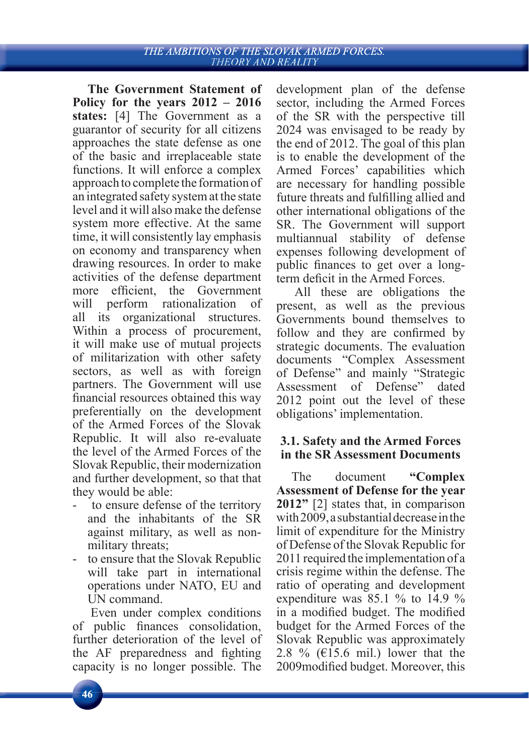**The Government Statement of Policy for the years 2012 – 2016 states:** [4] The Government as a guarantor of security for all citizens approaches the state defense as one of the basic and irreplaceable state functions. It will enforce a complex approach to complete the formation of an integrated safety system at the state level and it will also make the defense system more effective. At the same time, it will consistently lay emphasis on economy and transparency when drawing resources. In order to make activities of the defense department more efficient, the Government will perform rationalization of all its organizational structures. Within a process of procurement, it will make use of mutual projects of militarization with other safety sectors, as well as with foreign partners. The Government will use financial resources obtained this way preferentially on the development of the Armed Forces of the Slovak Republic. It will also re-evaluate the level of the Armed Forces of the Slovak Republic, their modernization and further development, so that that they would be able:

- to ensure defense of the territory and the inhabitants of the SR against military, as well as non-military threats;
- to ensure that the Slovak Republic will take part in international operations under NATO, EU and UN command.

Even under complex conditions of public finances consolidation, further deterioration of the level of the AF preparedness and fighting capacity is no longer possible. The development plan of the defense sector, including the Armed Forces of the SR with the perspective till 2024 was envisaged to be ready by the end of 2012. The goal of this plan is to enable the development of the Armed Forces' capabilities which are necessary for handling possible future threats and fulfilling allied and other international obligations of the SR. The Government will support multiannual stability of defense expenses following development of public finances to get over a long-term deficit in the Armed Forces.

All these are obligations the present, as well as the previous Governments bound themselves to follow and they are confirmed by strategic documents. The evaluation documents "Complex Assessment of Defense" and mainly "Strategic Assessment of Defense" dated 2012 point out the level of these obligations' implementation.

### 3.1. Safety and the Armed Forces in the SR Assessment Documents

The document **"Complex Assessment of Defense for the year 2012"** [2] states that, in comparison with 2009, a substantial decrease in the limit of expenditure for the Ministry of Defense of the Slovak Republic for 2011 required the implementation of a crisis regime within the defense. The ratio of operating and development expenditure was 85.1 % to 14.9 % in a modified budget. The modified budget for the Armed Forces of the Slovak Republic was approximately 2.8 % (€15.6 mil.) lower that the 2009modified budget. Moreover, this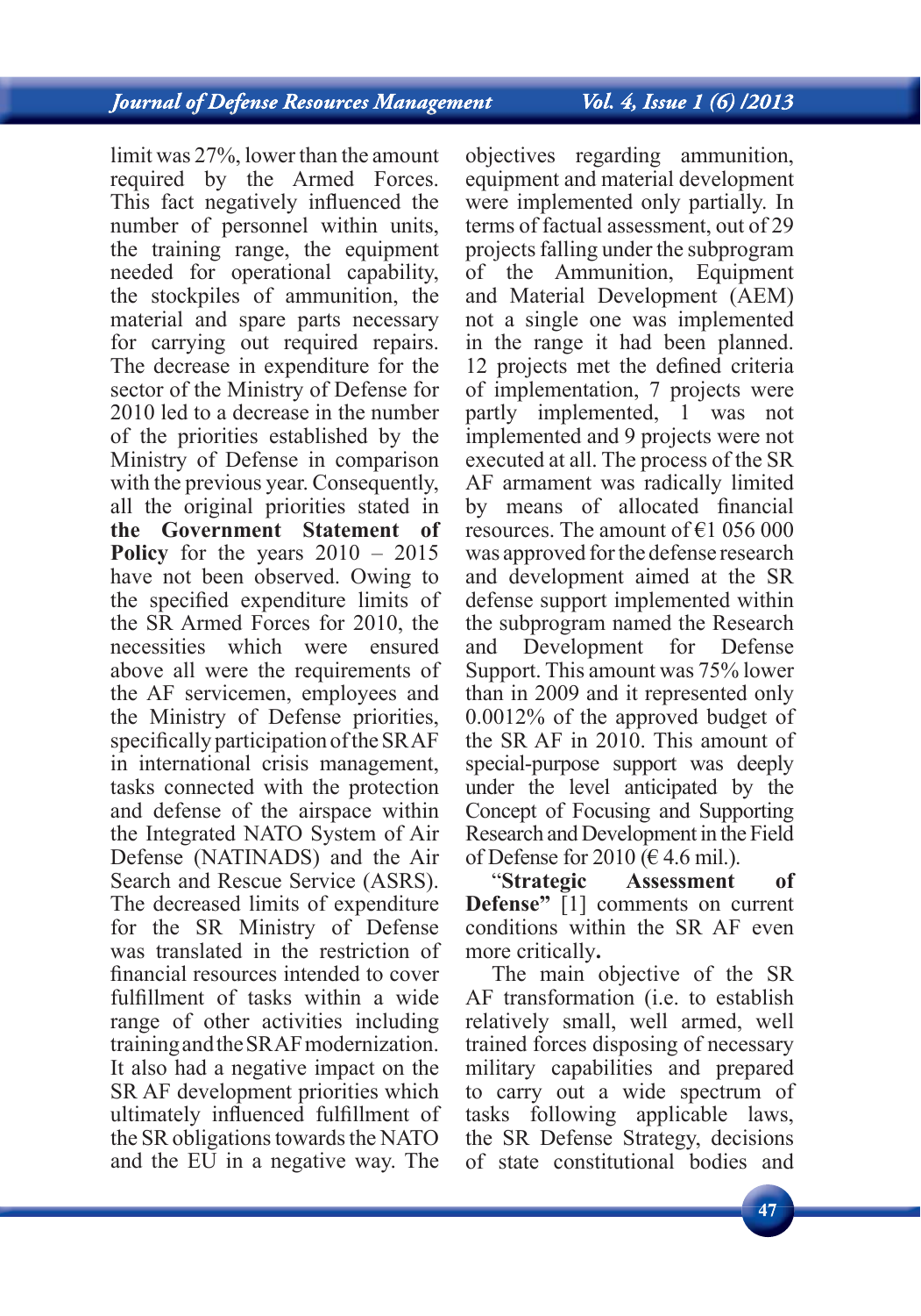limit was 27%, lower than the amount required by the Armed Forces. This fact negatively influenced the number of personnel within units, the training range, the equipment needed for operational capability, the stockpiles of ammunition, the material and spare parts necessary for carrying out required repairs. The decrease in expenditure for the sector of the Ministry of Defense for 2010 led to a decrease in the number of the priorities established by the Ministry of Defense in comparison with the previous year. Consequently, all the original priorities stated in **the Government Statement of Policy** for the years 2010 – 2015 have not been observed. Owing to the specified expenditure limits of the SR Armed Forces for 2010, the necessities which were ensured above all were the requirements of the AF servicemen, employees and the Ministry of Defense priorities, specifically participation of the SR AF in international crisis management, tasks connected with the protection and defense of the airspace within the Integrated NATO System of Air Defense (NATINADS) and the Air Search and Rescue Service (ASRS). The decreased limits of expenditure for the SR Ministry of Defense was translated in the restriction of financial resources intended to cover fulfillment of tasks within a wide range of other activities including training and the SR AF modernization. It also had a negative impact on the SR AF development priorities which ultimately influenced fulfillment of the SR obligations towards the NATO and the EU in a negative way. The objectives regarding ammunition, equipment and material development were implemented only partially. In terms of factual assessment, out of 29 projects falling under the subprogram of the Ammunition, Equipment and Material Development (AEM) not a single one was implemented in the range it had been planned. 12 projects met the defined criteria of implementation, 7 projects were partly implemented, 1 was not implemented and 9 projects were not executed at all. The process of the SR AF armament was radically limited by means of allocated financial resources. The amount of €1 056 000 was approved for the defense research and development aimed at the SR defense support implemented within the subprogram named the Research and Development for Defense Support. This amount was 75% lower than in 2009 and it represented only 0.0012% of the approved budget of the SR AF in 2010. This amount of special-purpose support was deeply under the level anticipated by the Concept of Focusing and Supporting Research and Development in the Field of Defense for 2010 (€ 4.6 mil.).

"**Strategic Assessment of Defense"** [1] comments on current conditions within the SR AF even more critically**.**

The main objective of the SR AF transformation (i.e. to establish relatively small, well armed, well trained forces disposing of necessary military capabilities and prepared to carry out a wide spectrum of tasks following applicable laws, the SR Defense Strategy, decisions of state constitutional bodies and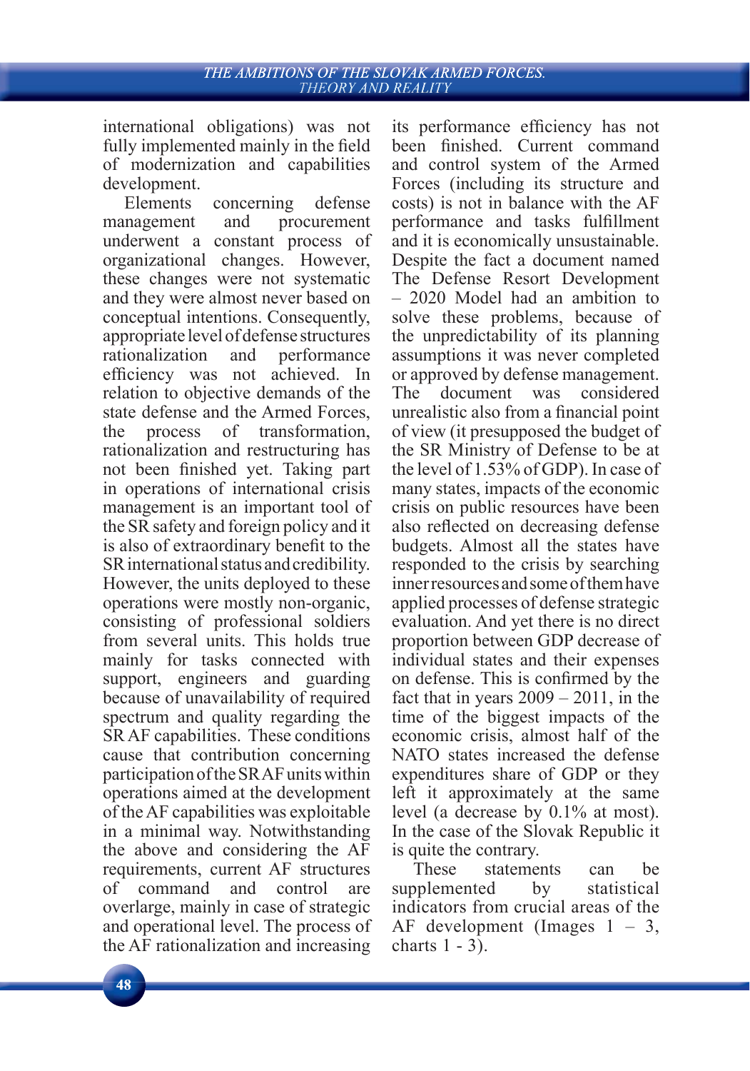international obligations) was not fully implemented mainly in the field of modernization and capabilities development.

Elements concerning defense management and procurement underwent a constant process of organizational changes. However, these changes were not systematic and they were almost never based on conceptual intentions. Consequently, appropriate level of defense structures rationalization and performance efficiency was not achieved. In relation to objective demands of the state defense and the Armed Forces, the process of transformation, rationalization and restructuring has not been finished yet. Taking part in operations of international crisis management is an important tool of the SR safety and foreign policy and it is also of extraordinary benefit to the SR international status and credibility. However, the units deployed to these operations were mostly non-organic, consisting of professional soldiers from several units. This holds true mainly for tasks connected with support, engineers and guarding because of unavailability of required spectrum and quality regarding the SR AF capabilities. These conditions cause that contribution concerning participation of the SR AF units within operations aimed at the development of the AF capabilities was exploitable in a minimal way. Notwithstanding the above and considering the AF requirements, current AF structures of command and control are overlarge, mainly in case of strategic and operational level. The process of the AF rationalization and increasing its performance efficiency has not been finished. Current command and control system of the Armed Forces (including its structure and costs) is not in balance with the AF performance and tasks fulfillment and it is economically unsustainable. Despite the fact a document named The Defense Resort Development – 2020 Model had an ambition to solve these problems, because of the unpredictability of its planning assumptions it was never completed or approved by defense management. The document was considered unrealistic also from a financial point of view (it presupposed the budget of the SR Ministry of Defense to be at the level of 1.53% of GDP). In case of many states, impacts of the economic crisis on public resources have been also reflected on decreasing defense budgets. Almost all the states have responded to the crisis by searching inner resources and some of them have applied processes of defense strategic evaluation. And yet there is no direct proportion between GDP decrease of individual states and their expenses on defense. This is confirmed by the fact that in years 2009 – 2011, in the time of the biggest impacts of the economic crisis, almost half of the NATO states increased the defense expenditures share of GDP or they left it approximately at the same level (a decrease by 0.1% at most). In the case of the Slovak Republic it is quite the contrary.

These statements can be supplemented by statistical indicators from crucial areas of the AF development (Images 1 – 3, charts 1 - 3).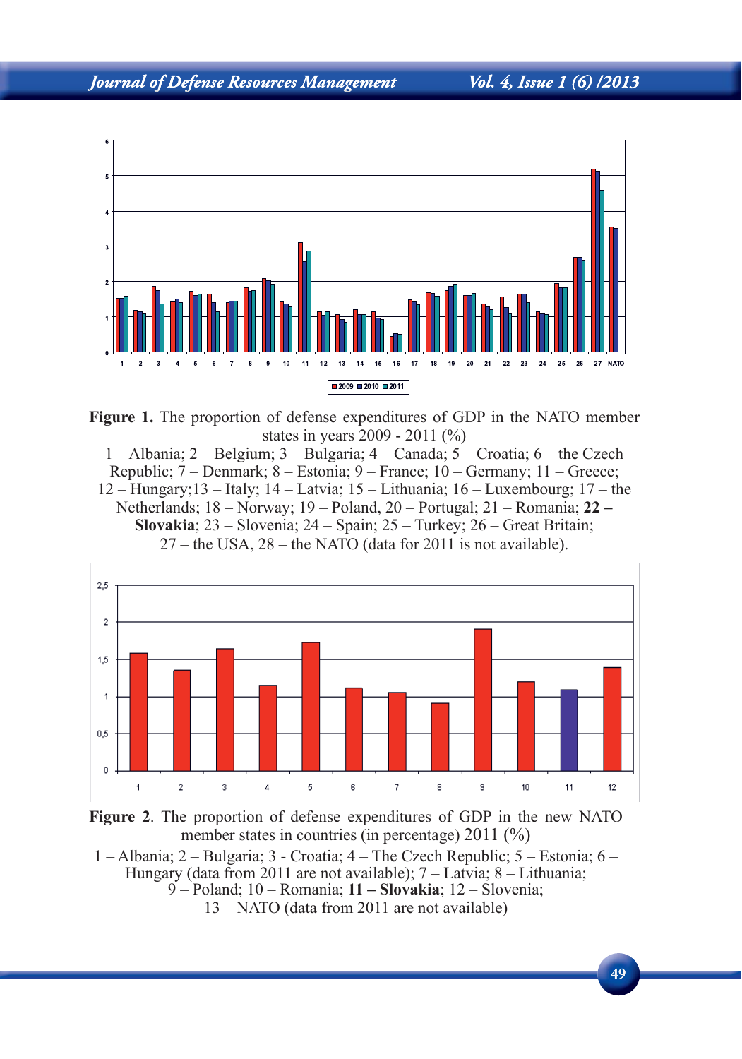**Figure 1.** The proportion of defense expenditures of GDP in the NATO member states in years 2009 - 2011 (%)

1 – Albania; 2 – Belgium; 3 – Bulgaria; 4 – Canada; 5 – Croatia; 6 – the Czech Republic; 7 – Denmark; 8 – Estonia; 9 – France; 10 – Germany; 11 – Greece; 12 – Hungary;13 – Italy; 14 – Latvia; 15 – Lithuania; 16 – Luxembourg; 17 – the Netherlands; 18 – Norway; 19 – Poland, 20 – Portugal; 21 – Romania; **22 – Slovakia**; 23 – Slovenia; 24 – Spain; 25 – Turkey; 26 – Great Britain; 27 – the USA, 28 – the NATO (data for 2011 is not available).

**Figure 2**. The proportion of defense expenditures of GDP in the new NATO member states in countries (in percentage) 2011 (%)

1 – Albania; 2 – Bulgaria; 3 - Croatia; 4 – The Czech Republic; 5 – Estonia; 6 – Hungary (data from 2011 are not available); 7 – Latvia; 8 – Lithuania; 9 – Poland; 10 – Romania; **11 – Slovakia**; 12 – Slovenia; 13 – NATO (data from 2011 are not available)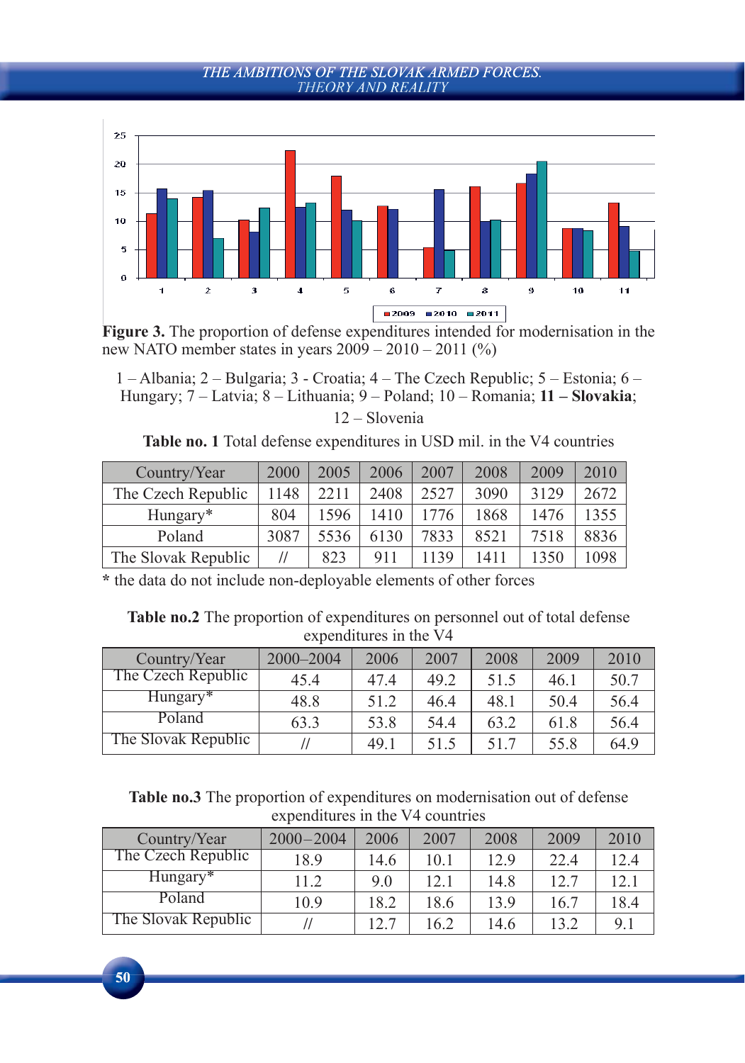**Figure 3.** The proportion of defense expenditures intended for modernisation in the new NATO member states in years 2009 – 2010 – 2011 (%)

1 – Albania; 2 – Bulgaria; 3 - Croatia; 4 – The Czech Republic; 5 – Estonia; 6 – Hungary; 7 – Latvia; 8 – Lithuania; 9 – Poland; 10 – Romania; **11 – Slovakia**; 12 – Slovenia

**Table no. 1** Total defense expenditures in USD mil. in the V4 countries

| Country/Year | 2000 | 2005 | 2006 | 2007 | 2008 | 2009 | 2010 |
|---|---|---|---|---|---|---|---|
| The Czech Republic | 1148 | 2211 | 2408 | 2527 | 3090 | 3129 | 2672 |
| Hungary* | 804 | 1596 | 1410 | 1776 | 1868 | 1476 | 1355 |
| Poland | 3087 | 5536 | 6130 | 7833 | 8521 | 7518 | 8836 |
| The Slovak Republic | // | 823 | 911 | 1139 | 1411 | 1350 | 1098 |

* the data do not include non-deployable elements of other forces

**Table no.2** The proportion of expenditures on personnel out of total defense expenditures in the V4

| Country/Year | 2000–2004 | 2006 | 2007 | 2008 | 2009 | 2010 |
|---|---|---|---|---|---|---|
| The Czech Republic | 45.4 | 47.4 | 49.2 | 51.5 | 46.1 | 50.7 |
| Hungary* | 48.8 | 51.2 | 46.4 | 48.1 | 50.4 | 56.4 |
| Poland | 63.3 | 53.8 | 54.4 | 63.2 | 61.8 | 56.4 |
| The Slovak Republic | // | 49.1 | 51.5 | 51.7 | 55.8 | 64.9 |

**Table no.3** The proportion of expenditures on modernisation out of defense expenditures in the V4 countries

| Country/Year | 2000–2004 | 2006 | 2007 | 2008 | 2009 | 2010 |
|---|---|---|---|---|---|---|
| The Czech Republic | 18.9 | 14.6 | 10.1 | 12.9 | 22.4 | 12.4 |
| Hungary* | 11.2 | 9.0 | 12.1 | 14.8 | 12.7 | 12.1 |
| Poland | 10.9 | 18.2 | 18.6 | 13.9 | 16.7 | 18.4 |
| The Slovak Republic | // | 12.7 | 16.2 | 14.6 | 13.2 | 9.1 |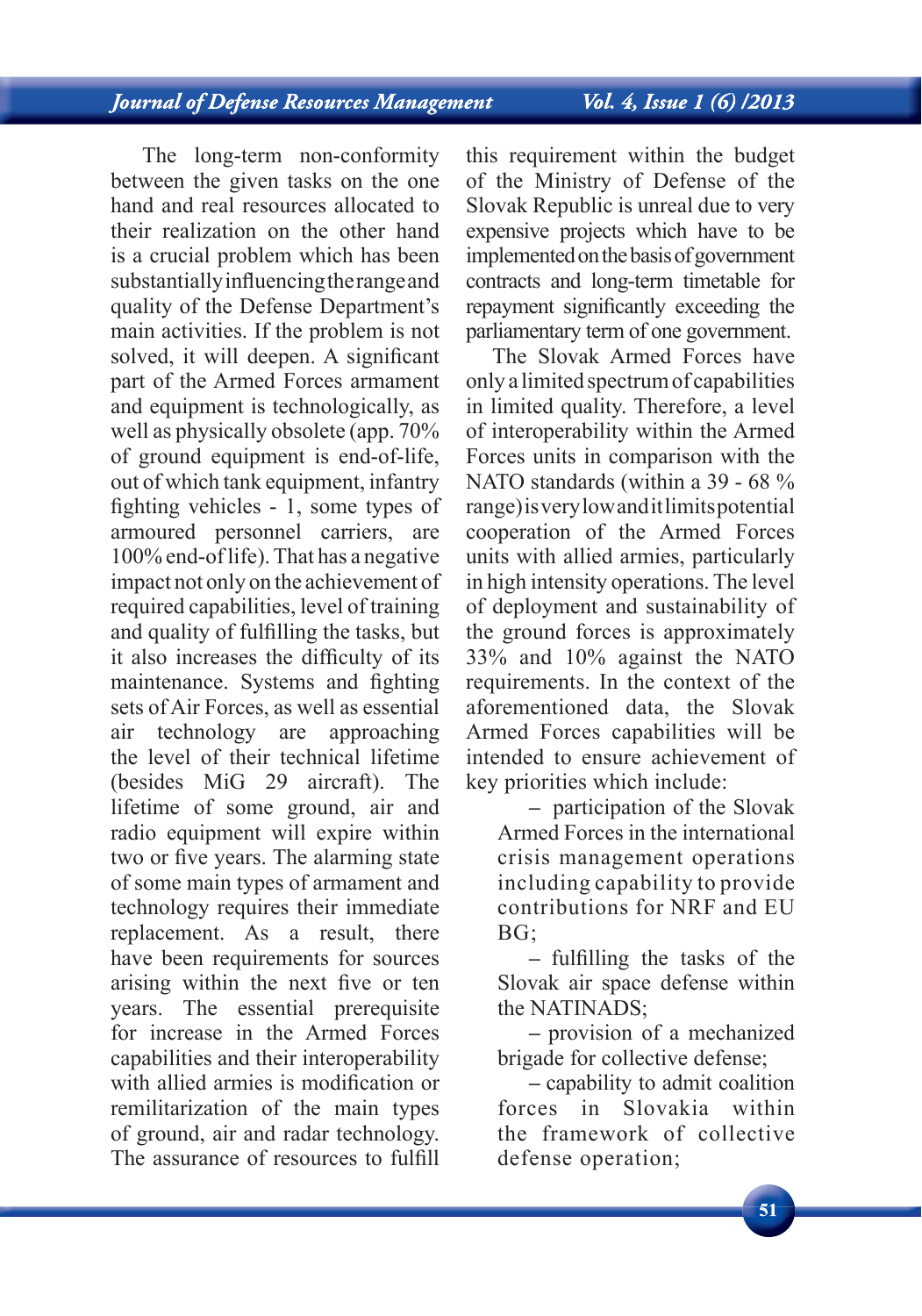The long-term non-conformity between the given tasks on the one hand and real resources allocated to their realization on the other hand is a crucial problem which has been substantially influencing the range and quality of the Defense Department's main activities. If the problem is not solved, it will deepen. A significant part of the Armed Forces armament and equipment is technologically, as well as physically obsolete (app. 70% of ground equipment is end-of-life, out of which tank equipment, infantry fighting vehicles - 1, some types of armoured personnel carriers, are 100% end-of life). That has a negative impact not only on the achievement of required capabilities, level of training and quality of fulfilling the tasks, but it also increases the difficulty of its maintenance. Systems and fighting sets of Air Forces, as well as essential air technology are approaching the level of their technical lifetime (besides MiG 29 aircraft). The lifetime of some ground, air and radio equipment will expire within two or five years. The alarming state of some main types of armament and technology requires their immediate replacement. As a result, there have been requirements for sources arising within the next five or ten years. The essential prerequisite for increase in the Armed Forces capabilities and their interoperability with allied armies is modification or remilitarization of the main types of ground, air and radar technology. The assurance of resources to fulfill this requirement within the budget of the Ministry of Defense of the Slovak Republic is unreal due to very expensive projects which have to be implemented on the basis of government contracts and long-term timetable for repayment significantly exceeding the parliamentary term of one government.

The Slovak Armed Forces have only a limited spectrum of capabilities in limited quality. Therefore, a level of interoperability within the Armed Forces units in comparison with the NATO standards (within a 39 - 68 % range) is very low and it limits potential cooperation of the Armed Forces units with allied armies, particularly in high intensity operations. The level of deployment and sustainability of the ground forces is approximately 33% and 10% against the NATO requirements. In the context of the aforementioned data, the Slovak Armed Forces capabilities will be intended to ensure achievement of key priorities which include:

- participation of the Slovak Armed Forces in the international crisis management operations including capability to provide contributions for NRF and EU BG;
- fulfilling the tasks of the Slovak air space defense within the NATINADS;
- provision of a mechanized brigade for collective defense;
- capability to admit coalition forces in Slovakia within the framework of collective defense operation;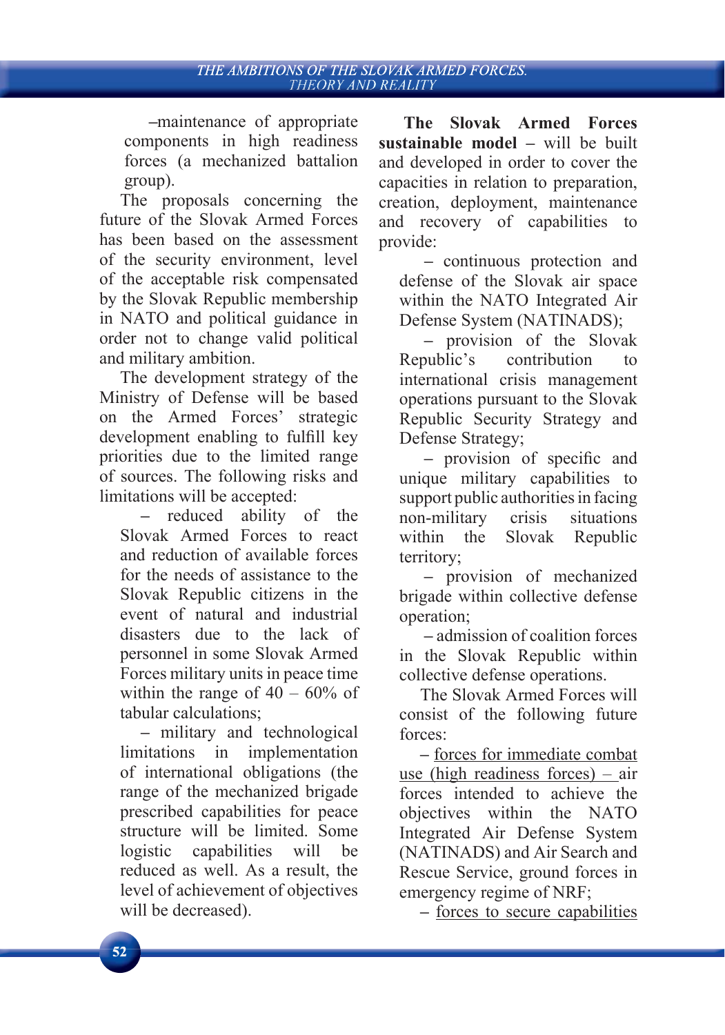–maintenance of appropriate components in high readiness forces (a mechanized battalion group).

The proposals concerning the future of the Slovak Armed Forces has been based on the assessment of the security environment, level of the acceptable risk compensated by the Slovak Republic membership in NATO and political guidance in order not to change valid political and military ambition.

The development strategy of the Ministry of Defense will be based on the Armed Forces' strategic development enabling to fulfill key priorities due to the limited range of sources. The following risks and limitations will be accepted:

– reduced ability of the Slovak Armed Forces to react and reduction of available forces for the needs of assistance to the Slovak Republic citizens in the event of natural and industrial disasters due to the lack of personnel in some Slovak Armed Forces military units in peace time within the range of 40 – 60% of tabular calculations;

– military and technological limitations in implementation of international obligations (the range of the mechanized brigade prescribed capabilities for peace structure will be limited. Some logistic capabilities will be reduced as well. As a result, the level of achievement of objectives will be decreased).

**The Slovak Armed Forces sustainable model** – will be built and developed in order to cover the capacities in relation to preparation, creation, deployment, maintenance and recovery of capabilities to provide:

– continuous protection and defense of the Slovak air space within the NATO Integrated Air Defense System (NATINADS);

– provision of the Slovak Republic's contribution to international crisis management operations pursuant to the Slovak Republic Security Strategy and Defense Strategy;

– provision of specific and unique military capabilities to support public authorities in facing non-military crisis situations within the Slovak Republic territory;

– provision of mechanized brigade within collective defense operation;

– admission of coalition forces in the Slovak Republic within collective defense operations.

The Slovak Armed Forces will consist of the following future forces:

– <u>forces for immediate combat use (high readiness forces) –</u> air forces intended to achieve the objectives within the NATO Integrated Air Defense System (NATINADS) and Air Search and Rescue Service, ground forces in emergency regime of NRF;

– <u>forces to secure capabilities</u>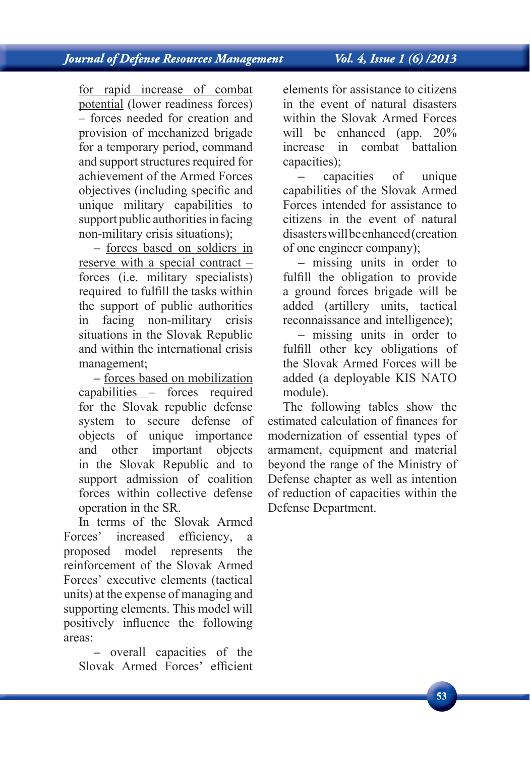for rapid increase of combat potential (lower readiness forces) – forces needed for creation and provision of mechanized brigade for a temporary period, command and support structures required for achievement of the Armed Forces objectives (including specific and unique military capabilities to support public authorities in facing non-military crisis situations);

– forces based on soldiers in reserve with a special contract – forces (i.e. military specialists) required to fulfill the tasks within the support of public authorities in facing non-military crisis situations in the Slovak Republic and within the international crisis management;

– forces based on mobilization capabilities – forces required for the Slovak republic defense system to secure defense of objects of unique importance and other important objects in the Slovak Republic and to support admission of coalition forces within collective defense operation in the SR.

In terms of the Slovak Armed Forces' increased efficiency, a proposed model represents the reinforcement of the Slovak Armed Forces' executive elements (tactical units) at the expense of managing and supporting elements. This model will positively influence the following areas:

– overall capacities of the Slovak Armed Forces' efficient elements for assistance to citizens in the event of natural disasters within the Slovak Armed Forces will be enhanced (app. 20% increase in combat battalion capacities);

– capacities of unique capabilities of the Slovak Armed Forces intended for assistance to citizens in the event of natural disasters will be enhanced (creation of one engineer company);

– missing units in order to fulfill the obligation to provide a ground forces brigade will be added (artillery units, tactical reconnaissance and intelligence);

– missing units in order to fulfill other key obligations of the Slovak Armed Forces will be added (a deployable KIS NATO module).

The following tables show the estimated calculation of finances for modernization of essential types of armament, equipment and material beyond the range of the Ministry of Defense chapter as well as intention of reduction of capacities within the Defense Department.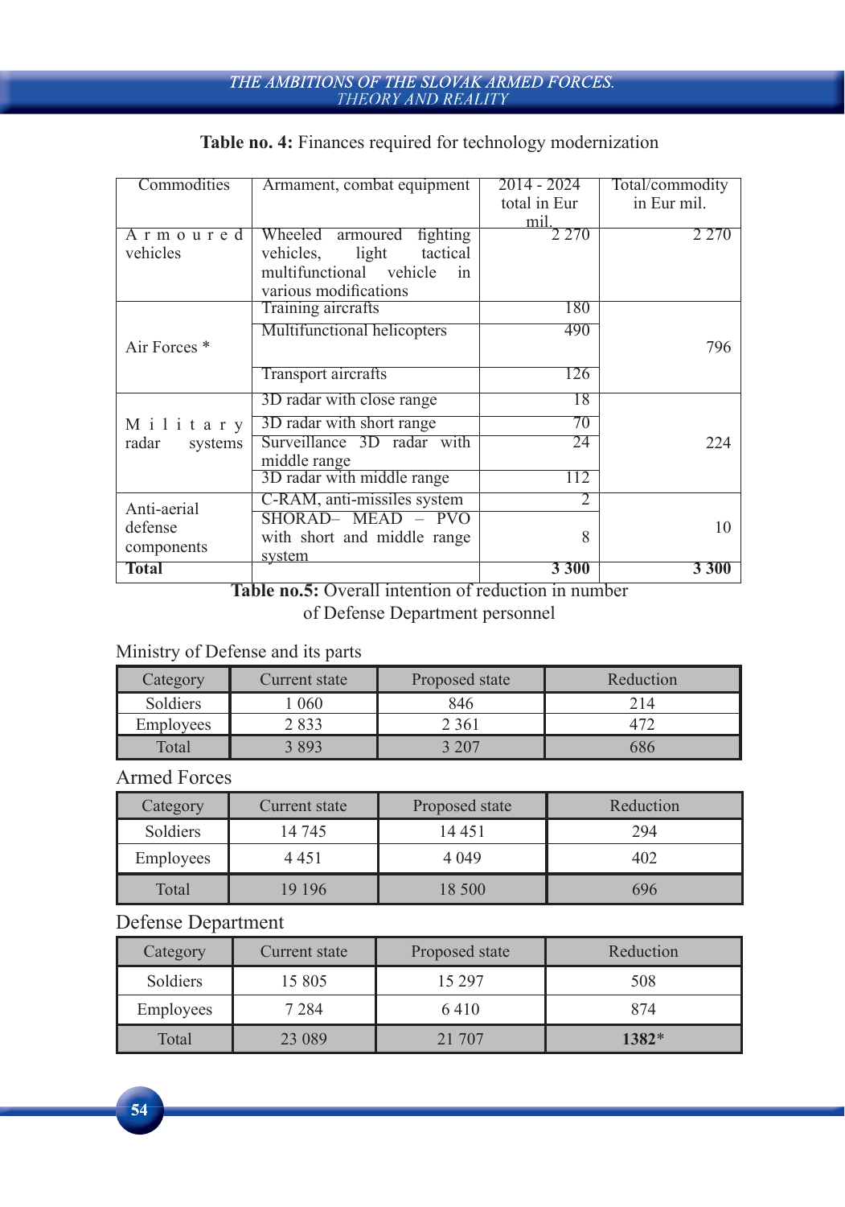**Table no. 4:** Finances required for technology modernization

| Commodities | Armament, combat equipment | 2014 - 2024 total in Eur mil. | Total/commodity in Eur mil. |
|---|---|---|---|
| Armoured vehicles | Wheeled armoured fighting vehicles, light tactical multifunctional vehicle in various modifications | 2 270 | 2 270 |
| Air Forces * | Training aircrafts | 180 | 796 |
| | Multifunctional helicopters | 490 | |
| | Transport aircrafts | 126 | |
| Military radar systems | 3D radar with close range | 18 | 224 |
| | 3D radar with short range | 70 | |
| | Surveillance 3D radar with middle range | 24 | |
| | 3D radar with middle range | 112 | |
| Anti-aerial defense components | C-RAM, anti-missiles system | 2 | 10 |
| | SHORAD– MEAD – PVO with short and middle range system | 8 | |
| **Total** | | **3 300** | **3 300** |

**Table no.5:** Overall intention of reduction in number of Defense Department personnel

Ministry of Defense and its parts

| Category | Current state | Proposed state | Reduction |
|---|---|---|---|
| Soldiers | 1 060 | 846 | 214 |
| Employees | 2 833 | 2 361 | 472 |
| Total | 3 893 | 3 207 | 686 |

Armed Forces

| Category | Current state | Proposed state | Reduction |
|---|---|---|---|
| Soldiers | 14 745 | 14 451 | 294 |
| Employees | 4 451 | 4 049 | 402 |
| Total | 19 196 | 18 500 | 696 |

Defense Department

| Category | Current state | Proposed state | Reduction |
|---|---|---|---|
| Soldiers | 15 805 | 15 297 | 508 |
| Employees | 7 284 | 6 410 | 874 |
| Total | 23 089 | 21 707 | **1382*** |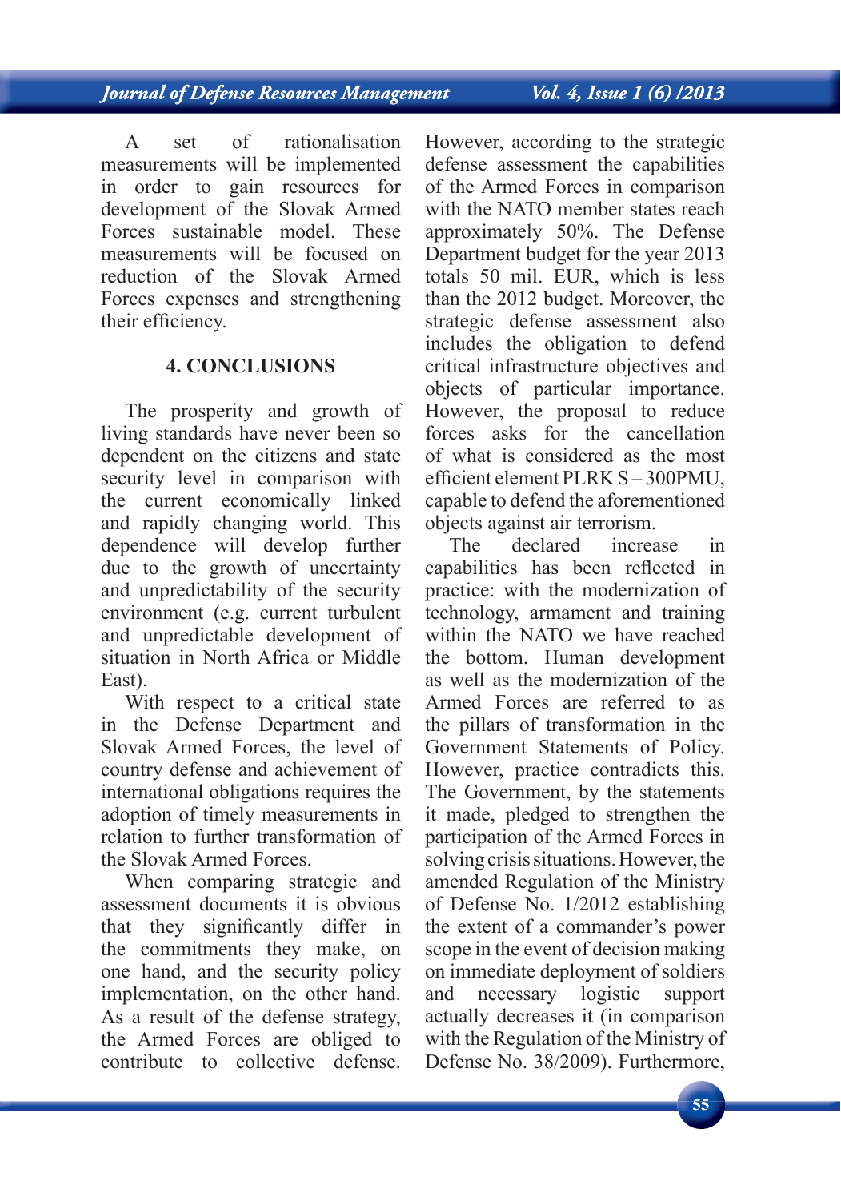A set of rationalisation measurements will be implemented in order to gain resources for development of the Slovak Armed Forces sustainable model. These measurements will be focused on reduction of the Slovak Armed Forces expenses and strengthening their efficiency.

## 4. CONCLUSIONS

The prosperity and growth of living standards have never been so dependent on the citizens and state security level in comparison with the current economically linked and rapidly changing world. This dependence will develop further due to the growth of uncertainty and unpredictability of the security environment (e.g. current turbulent and unpredictable development of situation in North Africa or Middle East).

With respect to a critical state in the Defense Department and Slovak Armed Forces, the level of country defense and achievement of international obligations requires the adoption of timely measurements in relation to further transformation of the Slovak Armed Forces.

When comparing strategic and assessment documents it is obvious that they significantly differ in the commitments they make, on one hand, and the security policy implementation, on the other hand. As a result of the defense strategy, the Armed Forces are obliged to contribute to collective defense. However, according to the strategic defense assessment the capabilities of the Armed Forces in comparison with the NATO member states reach approximately 50%. The Defense Department budget for the year 2013 totals 50 mil. EUR, which is less than the 2012 budget. Moreover, the strategic defense assessment also includes the obligation to defend critical infrastructure objectives and objects of particular importance. However, the proposal to reduce forces asks for the cancellation of what is considered as the most efficient element PLRK S – 300PMU, capable to defend the aforementioned objects against air terrorism.

The declared increase in capabilities has been reflected in practice: with the modernization of technology, armament and training within the NATO we have reached the bottom. Human development as well as the modernization of the Armed Forces are referred to as the pillars of transformation in the Government Statements of Policy. However, practice contradicts this. The Government, by the statements it made, pledged to strengthen the participation of the Armed Forces in solving crisis situations. However, the amended Regulation of the Ministry of Defense No. 1/2012 establishing the extent of a commander's power scope in the event of decision making on immediate deployment of soldiers and necessary logistic support actually decreases it (in comparison with the Regulation of the Ministry of Defense No. 38/2009). Furthermore,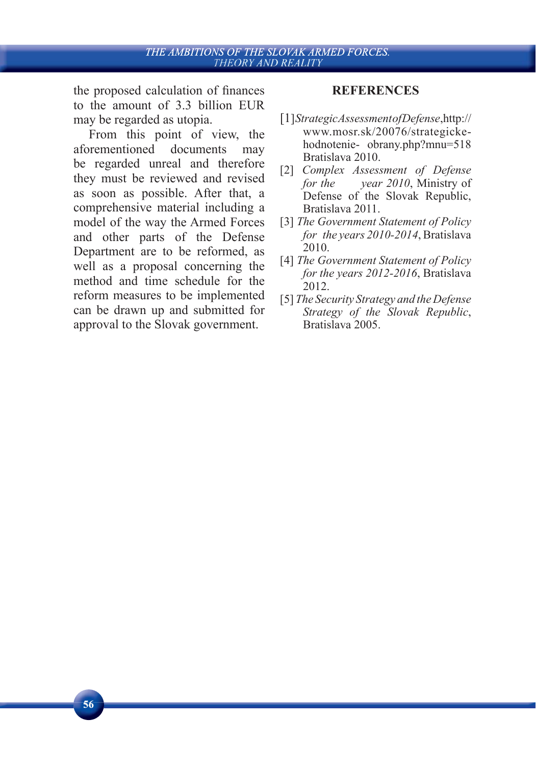the proposed calculation of finances to the amount of 3.3 billion EUR may be regarded as utopia.

From this point of view, the aforementioned documents may be regarded unreal and therefore they must be reviewed and revised as soon as possible. After that, a comprehensive material including a model of the way the Armed Forces and other parts of the Defense Department are to be reformed, as well as a proposal concerning the method and time schedule for the reform measures to be implemented can be drawn up and submitted for approval to the Slovak government.

## REFERENCES

[1] *Strategic Assessment of Defense*, http://www.mosr.sk/20076/strategicke-hodnotenie- obrany.php?mnu=518 Bratislava 2010.

[2] *Complex Assessment of Defense for the year 2010*, Ministry of Defense of the Slovak Republic, Bratislava 2011.

[3] *The Government Statement of Policy for the years 2010-2014*, Bratislava 2010.

[4] *The Government Statement of Policy for the years 2012-2016*, Bratislava 2012.

[5] *The Security Strategy and the Defense Strategy of the Slovak Republic*, Bratislava 2005.